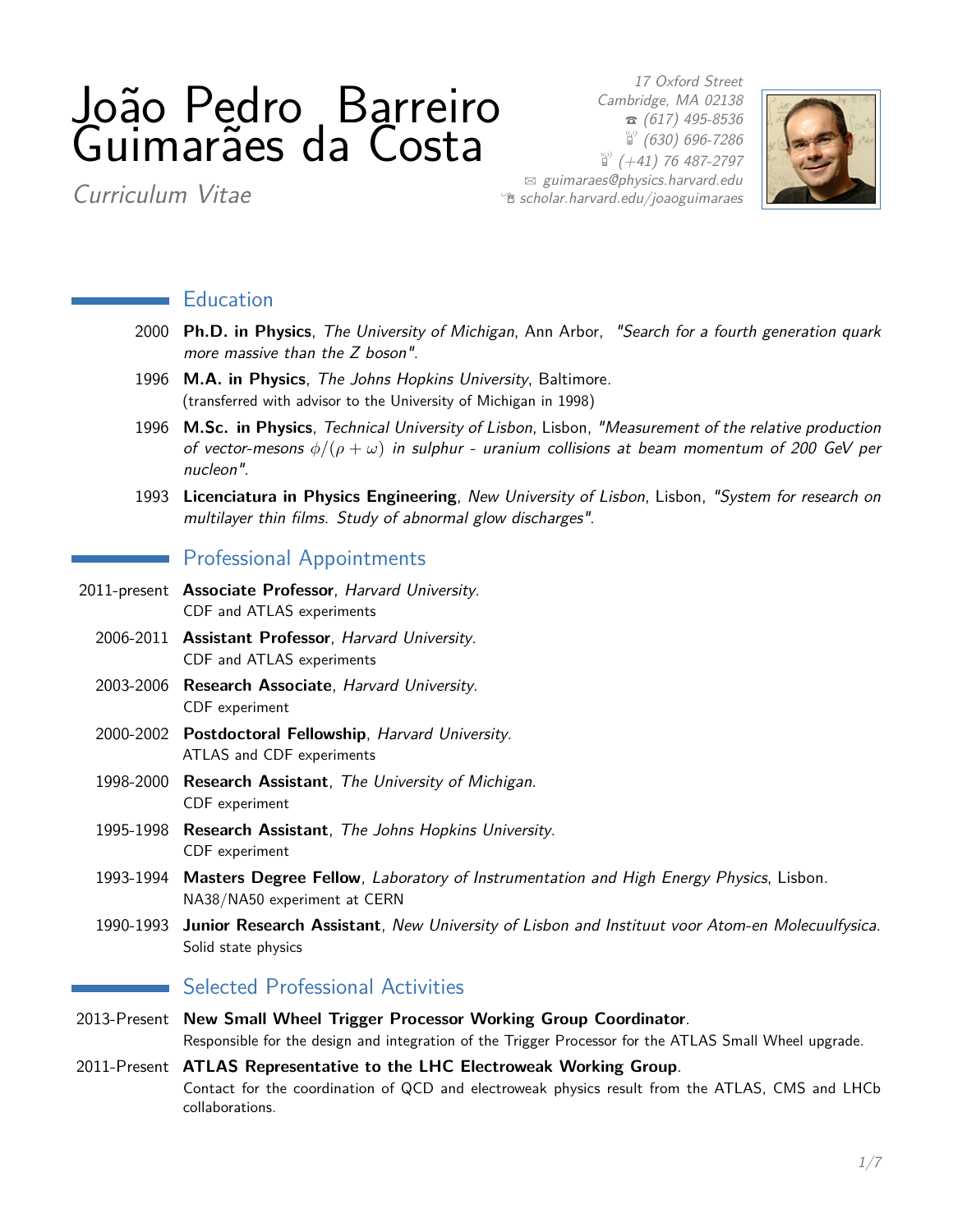# João Pedro Barreiro Guimarães da Costa

*Curriculum Vitae*

*17 Oxford Street*
*Cambridge, MA 02138*
☎ *(617) 495-8536*
*(630) 696-7286*
*(+41) 76 487-2797*
✉ *guimaraes@physics.harvard.edu*
*scholar.harvard.edu/joaoguimaraes*

## Education

2000 **Ph.D. in Physics**, *The University of Michigan*, Ann Arbor, *"Search for a fourth generation quark more massive than the Z boson"*.

1996 **M.A. in Physics**, *The Johns Hopkins University*, Baltimore.
(transferred with advisor to the University of Michigan in 1998)

1996 **M.Sc. in Physics**, *Technical University of Lisbon*, Lisbon, *"Measurement of the relative production of vector-mesons $\phi/(\rho+\omega)$ in sulphur - uranium collisions at beam momentum of 200 GeV per nucleon"*.

1993 **Licenciatura in Physics Engineering**, *New University of Lisbon*, Lisbon, *"System for research on multilayer thin films. Study of abnormal glow discharges"*.

## Professional Appointments

2011-present **Associate Professor**, *Harvard University*.
CDF and ATLAS experiments

2006-2011 **Assistant Professor**, *Harvard University*.
CDF and ATLAS experiments

2003-2006 **Research Associate**, *Harvard University*.
CDF experiment

2000-2002 **Postdoctoral Fellowship**, *Harvard University*.
ATLAS and CDF experiments

1998-2000 **Research Assistant**, *The University of Michigan*.
CDF experiment

1995-1998 **Research Assistant**, *The Johns Hopkins University*.
CDF experiment

1993-1994 **Masters Degree Fellow**, *Laboratory of Instrumentation and High Energy Physics*, Lisbon.
NA38/NA50 experiment at CERN

1990-1993 **Junior Research Assistant**, *New University of Lisbon and Instituut voor Atom-en Molecuulfysica*.
Solid state physics

## Selected Professional Activities

2013-Present **New Small Wheel Trigger Processor Working Group Coordinator**.
Responsible for the design and integration of the Trigger Processor for the ATLAS Small Wheel upgrade.

2011-Present **ATLAS Representative to the LHC Electroweak Working Group**.
Contact for the coordination of QCD and electroweak physics result from the ATLAS, CMS and LHCb collaborations.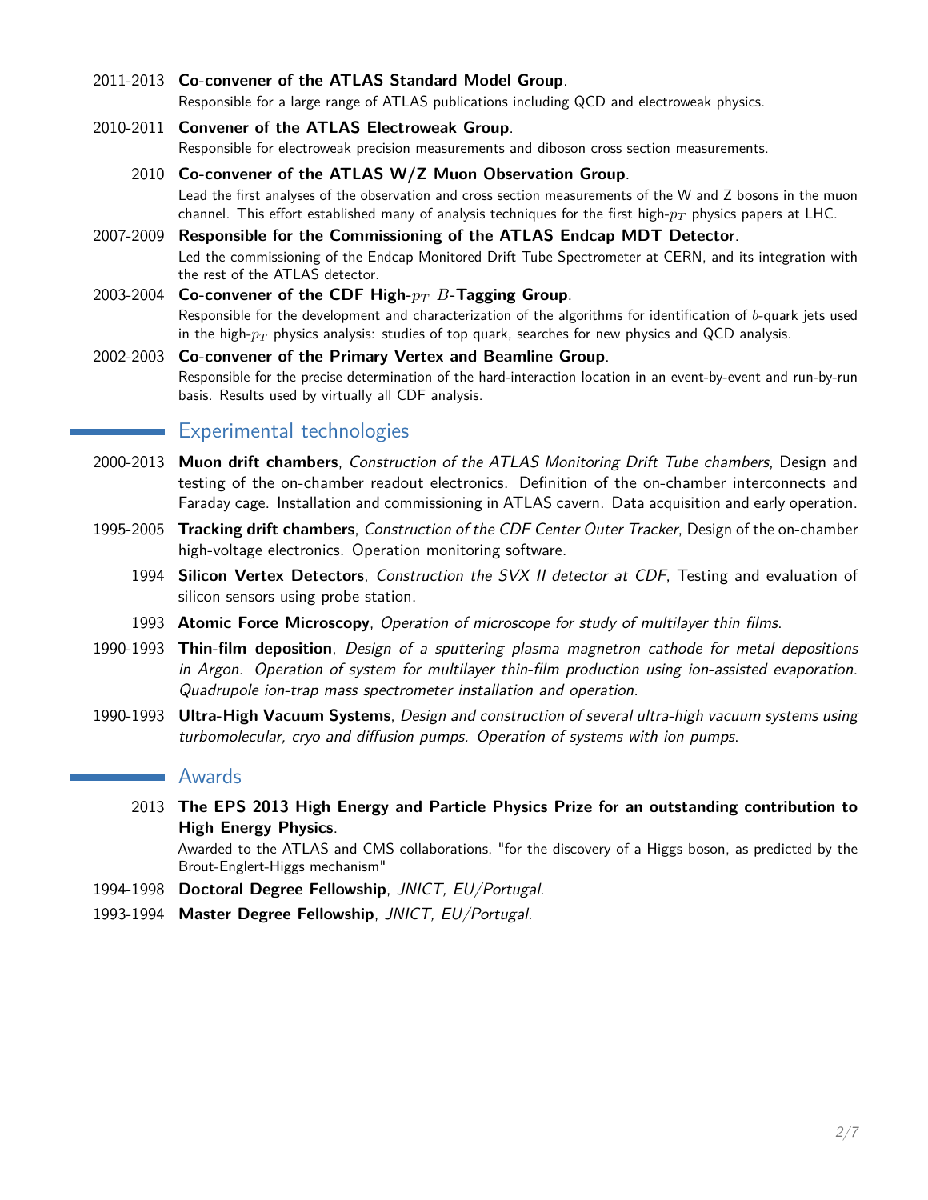2011-2013 **Co-convener of the ATLAS Standard Model Group**.
Responsible for a large range of ATLAS publications including QCD and electroweak physics.

2010-2011 **Convener of the ATLAS Electroweak Group**.
Responsible for electroweak precision measurements and diboson cross section measurements.

2010 **Co-convener of the ATLAS W/Z Muon Observation Group**.
Lead the first analyses of the observation and cross section measurements of the W and Z bosons in the muon channel. This effort established many of analysis techniques for the first high-$p_T$ physics papers at LHC.

2007-2009 **Responsible for the Commissioning of the ATLAS Endcap MDT Detector**.
Led the commissioning of the Endcap Monitored Drift Tube Spectrometer at CERN, and its integration with the rest of the ATLAS detector.

2003-2004 **Co-convener of the CDF High-$p_T$ $B$-Tagging Group**.
Responsible for the development and characterization of the algorithms for identification of $b$-quark jets used in the high-$p_T$ physics analysis: studies of top quark, searches for new physics and QCD analysis.

2002-2003 **Co-convener of the Primary Vertex and Beamline Group**.
Responsible for the precise determination of the hard-interaction location in an event-by-event and run-by-run basis. Results used by virtually all CDF analysis.

## Experimental technologies

2000-2013 **Muon drift chambers**, *Construction of the ATLAS Monitoring Drift Tube chambers*, Design and testing of the on-chamber readout electronics. Definition of the on-chamber interconnects and Faraday cage. Installation and commissioning in ATLAS cavern. Data acquisition and early operation.

1995-2005 **Tracking drift chambers**, *Construction of the CDF Center Outer Tracker*, Design of the on-chamber high-voltage electronics. Operation monitoring software.

1994 **Silicon Vertex Detectors**, *Construction the SVX II detector at CDF*, Testing and evaluation of silicon sensors using probe station.

1993 **Atomic Force Microscopy**, *Operation of microscope for study of multilayer thin films.*

1990-1993 **Thin-film deposition**, *Design of a sputtering plasma magnetron cathode for metal depositions in Argon. Operation of system for multilayer thin-film production using ion-assisted evaporation. Quadrupole ion-trap mass spectrometer installation and operation.*

1990-1993 **Ultra-High Vacuum Systems**, *Design and construction of several ultra-high vacuum systems using turbomolecular, cryo and diffusion pumps. Operation of systems with ion pumps.*

## Awards

2013 **The EPS 2013 High Energy and Particle Physics Prize for an outstanding contribution to High Energy Physics**.
Awarded to the ATLAS and CMS collaborations, "for the discovery of a Higgs boson, as predicted by the Brout-Englert-Higgs mechanism"

1994-1998 **Doctoral Degree Fellowship**, *JNICT, EU/Portugal*.

1993-1994 **Master Degree Fellowship**, *JNICT, EU/Portugal*.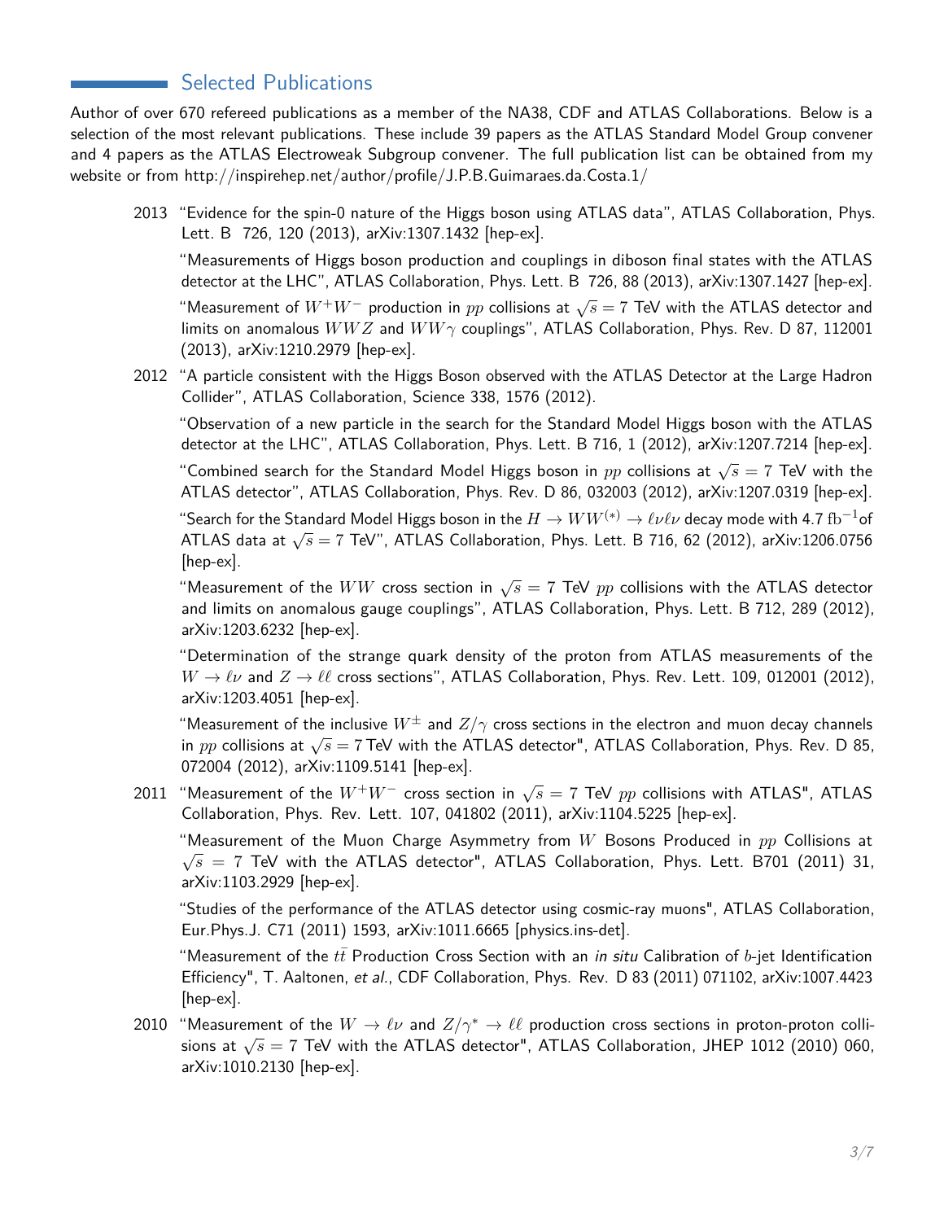## Selected Publications

Author of over 670 refereed publications as a member of the NA38, CDF and ATLAS Collaborations. Below is a selection of the most relevant publications. These include 39 papers as the ATLAS Standard Model Group convener and 4 papers as the ATLAS Electroweak Subgroup convener. The full publication list can be obtained from my website or from http://inspirehep.net/author/profile/J.P.B.Guimaraes.da.Costa.1/

**2013**

"Evidence for the spin-0 nature of the Higgs boson using ATLAS data", ATLAS Collaboration, Phys. Lett. B 726, 120 (2013), arXiv:1307.1432 [hep-ex].

"Measurements of Higgs boson production and couplings in diboson final states with the ATLAS detector at the LHC", ATLAS Collaboration, Phys. Lett. B 726, 88 (2013), arXiv:1307.1427 [hep-ex].

"Measurement of $W^+W^-$ production in $pp$ collisions at $\sqrt{s} = 7$ TeV with the ATLAS detector and limits on anomalous $WWZ$ and $WW\gamma$ couplings", ATLAS Collaboration, Phys. Rev. D 87, 112001 (2013), arXiv:1210.2979 [hep-ex].

**2012**

"A particle consistent with the Higgs Boson observed with the ATLAS Detector at the Large Hadron Collider", ATLAS Collaboration, Science 338, 1576 (2012).

"Observation of a new particle in the search for the Standard Model Higgs boson with the ATLAS detector at the LHC", ATLAS Collaboration, Phys. Lett. B 716, 1 (2012), arXiv:1207.7214 [hep-ex].

"Combined search for the Standard Model Higgs boson in $pp$ collisions at $\sqrt{s} = 7$ TeV with the ATLAS detector", ATLAS Collaboration, Phys. Rev. D 86, 032003 (2012), arXiv:1207.0319 [hep-ex].

"Search for the Standard Model Higgs boson in the $H \to WW^{(*)} \to \ell\nu\ell\nu$ decay mode with 4.7 $\mathrm{fb}^{-1}$of ATLAS data at $\sqrt{s} = 7$ TeV", ATLAS Collaboration, Phys. Lett. B 716, 62 (2012), arXiv:1206.0756 [hep-ex].

"Measurement of the $WW$ cross section in $\sqrt{s} = 7$ TeV $pp$ collisions with the ATLAS detector and limits on anomalous gauge couplings", ATLAS Collaboration, Phys. Lett. B 712, 289 (2012), arXiv:1203.6232 [hep-ex].

"Determination of the strange quark density of the proton from ATLAS measurements of the $W \to \ell\nu$ and $Z \to \ell\ell$ cross sections", ATLAS Collaboration, Phys. Rev. Lett. 109, 012001 (2012), arXiv:1203.4051 [hep-ex].

"Measurement of the inclusive $W^{\pm}$ and $Z/\gamma$ cross sections in the electron and muon decay channels in $pp$ collisions at $\sqrt{s} = 7$ TeV with the ATLAS detector", ATLAS Collaboration, Phys. Rev. D 85, 072004 (2012), arXiv:1109.5141 [hep-ex].

**2011**

"Measurement of the $W^+W^-$ cross section in $\sqrt{s} = 7$ TeV $pp$ collisions with ATLAS", ATLAS Collaboration, Phys. Rev. Lett. 107, 041802 (2011), arXiv:1104.5225 [hep-ex].

"Measurement of the Muon Charge Asymmetry from $W$ Bosons Produced in $pp$ Collisions at $\sqrt{s} = 7$ TeV with the ATLAS detector", ATLAS Collaboration, Phys. Lett. B701 (2011) 31, arXiv:1103.2929 [hep-ex].

"Studies of the performance of the ATLAS detector using cosmic-ray muons", ATLAS Collaboration, Eur.Phys.J. C71 (2011) 1593, arXiv:1011.6665 [physics.ins-det].

"Measurement of the $t\bar{t}$ Production Cross Section with an *in situ* Calibration of $b$-jet Identification Efficiency", T. Aaltonen, *et al.*, CDF Collaboration, Phys. Rev. D 83 (2011) 071102, arXiv:1007.4423 [hep-ex].

**2010**

"Measurement of the $W \to \ell\nu$ and $Z/\gamma^* \to \ell\ell$ production cross sections in proton-proton collisions at $\sqrt{s} = 7$ TeV with the ATLAS detector", ATLAS Collaboration, JHEP 1012 (2010) 060, arXiv:1010.2130 [hep-ex].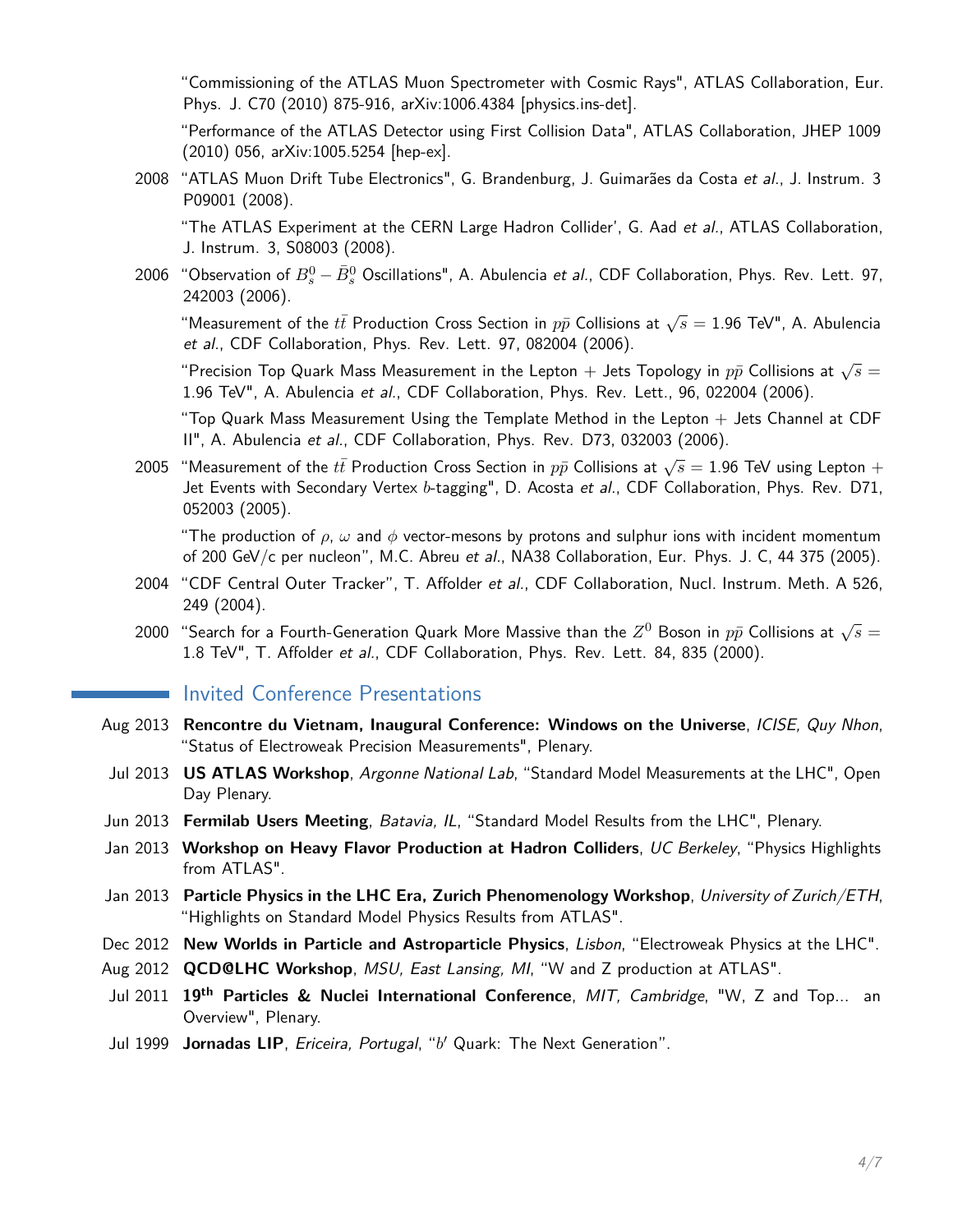"Commissioning of the ATLAS Muon Spectrometer with Cosmic Rays", ATLAS Collaboration, Eur. Phys. J. C70 (2010) 875-916, arXiv:1006.4384 [physics.ins-det].

"Performance of the ATLAS Detector using First Collision Data", ATLAS Collaboration, JHEP 1009 (2010) 056, arXiv:1005.5254 [hep-ex].

2008 "ATLAS Muon Drift Tube Electronics", G. Brandenburg, J. Guimarães da Costa *et al.*, J. Instrum. 3 P09001 (2008).

"The ATLAS Experiment at the CERN Large Hadron Collider', G. Aad *et al.*, ATLAS Collaboration, J. Instrum. 3, S08003 (2008).

2006 "Observation of $B_s^0 - \bar{B}_s^0$ Oscillations", A. Abulencia *et al.*, CDF Collaboration, Phys. Rev. Lett. 97, 242003 (2006).

"Measurement of the $t\bar{t}$ Production Cross Section in $p\bar{p}$ Collisions at $\sqrt{s} = 1.96$ TeV", A. Abulencia *et al.*, CDF Collaboration, Phys. Rev. Lett. 97, 082004 (2006).

"Precision Top Quark Mass Measurement in the Lepton + Jets Topology in $p\bar{p}$ Collisions at $\sqrt{s} = 1.96$ TeV", A. Abulencia *et al.*, CDF Collaboration, Phys. Rev. Lett., 96, 022004 (2006).

"Top Quark Mass Measurement Using the Template Method in the Lepton + Jets Channel at CDF II", A. Abulencia *et al.*, CDF Collaboration, Phys. Rev. D73, 032003 (2006).

2005 "Measurement of the $t\bar{t}$ Production Cross Section in $p\bar{p}$ Collisions at $\sqrt{s} = 1.96$ TeV using Lepton + Jet Events with Secondary Vertex $b$-tagging", D. Acosta *et al.*, CDF Collaboration, Phys. Rev. D71, 052003 (2005).

"The production of $\rho$, $\omega$ and $\phi$ vector-mesons by protons and sulphur ions with incident momentum of 200 GeV/c per nucleon", M.C. Abreu *et al.*, NA38 Collaboration, Eur. Phys. J. C, 44 375 (2005).

2004 "CDF Central Outer Tracker", T. Affolder *et al.*, CDF Collaboration, Nucl. Instrum. Meth. A 526, 249 (2004).

2000 "Search for a Fourth-Generation Quark More Massive than the $Z^0$ Boson in $p\bar{p}$ Collisions at $\sqrt{s} = 1.8$ TeV", T. Affolder *et al.*, CDF Collaboration, Phys. Rev. Lett. 84, 835 (2000).

## Invited Conference Presentations

- Aug 2013 **Rencontre du Vietnam, Inaugural Conference: Windows on the Universe**, *ICISE, Quy Nhon*, "Status of Electroweak Precision Measurements", Plenary.
- Jul 2013 **US ATLAS Workshop**, *Argonne National Lab*, "Standard Model Measurements at the LHC", Open Day Plenary.
- Jun 2013 **Fermilab Users Meeting**, *Batavia, IL*, "Standard Model Results from the LHC", Plenary.
- Jan 2013 **Workshop on Heavy Flavor Production at Hadron Colliders**, *UC Berkeley*, "Physics Highlights from ATLAS".
- Jan 2013 **Particle Physics in the LHC Era, Zurich Phenomenology Workshop**, *University of Zurich/ETH*, "Highlights on Standard Model Physics Results from ATLAS".
- Dec 2012 **New Worlds in Particle and Astroparticle Physics**, *Lisbon*, "Electroweak Physics at the LHC".
- Aug 2012 **QCD@LHC Workshop**, *MSU, East Lansing, MI*, "W and Z production at ATLAS".
- Jul 2011 **19th Particles & Nuclei International Conference**, *MIT, Cambridge*, "W, Z and Top... an Overview", Plenary.
- Jul 1999 **Jornadas LIP**, *Ericeira, Portugal*, "$b'$ Quark: The Next Generation".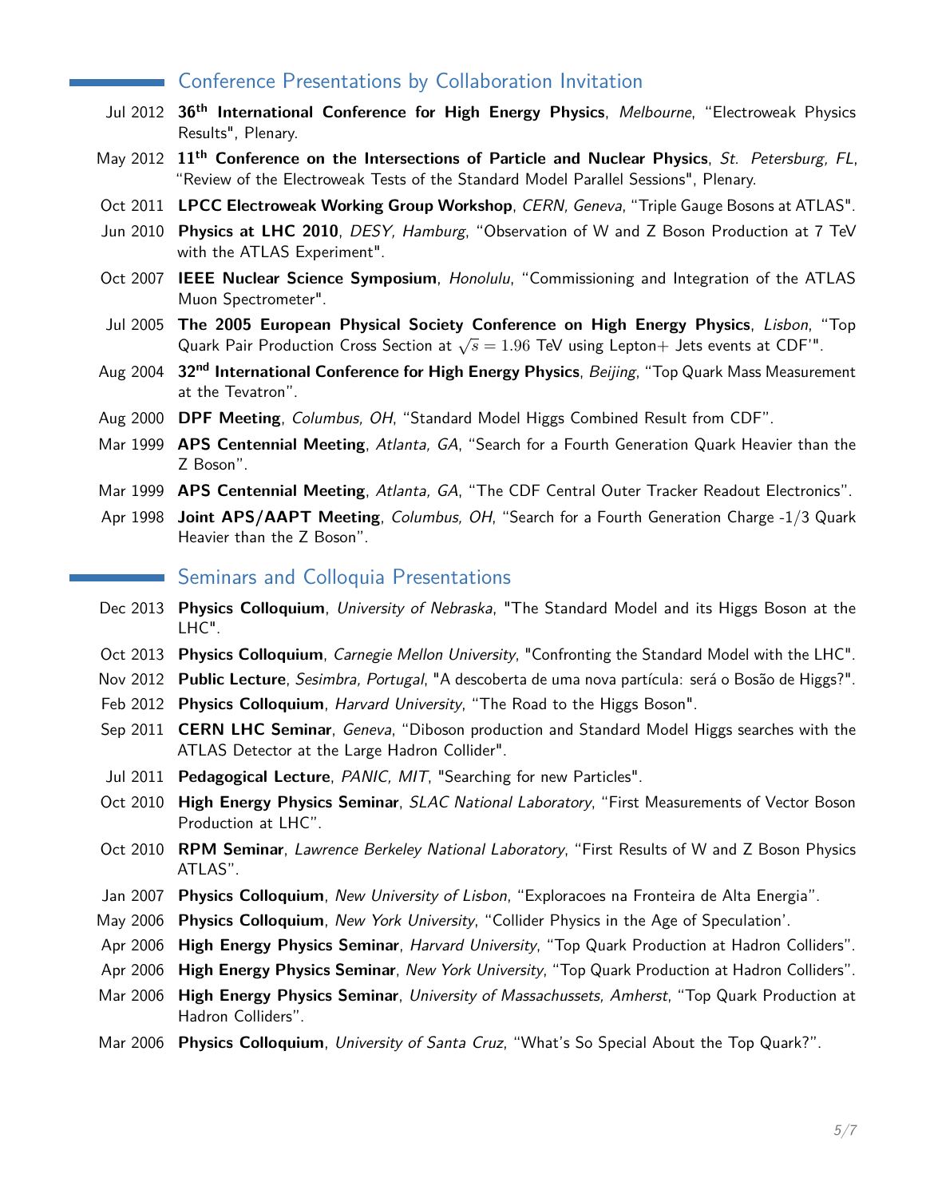## Conference Presentations by Collaboration Invitation

- Jul 2012 **36th International Conference for High Energy Physics**, *Melbourne*, “Electroweak Physics Results", Plenary.
- May 2012 **11th Conference on the Intersections of Particle and Nuclear Physics**, *St. Petersburg, FL*, “Review of the Electroweak Tests of the Standard Model Parallel Sessions", Plenary.
- Oct 2011 **LPCC Electroweak Working Group Workshop**, *CERN, Geneva*, “Triple Gauge Bosons at ATLAS".
- Jun 2010 **Physics at LHC 2010**, *DESY, Hamburg*, “Observation of W and Z Boson Production at 7 TeV with the ATLAS Experiment".
- Oct 2007 **IEEE Nuclear Science Symposium**, *Honolulu*, “Commissioning and Integration of the ATLAS Muon Spectrometer".
- Jul 2005 **The 2005 European Physical Society Conference on High Energy Physics**, *Lisbon*, “Top Quark Pair Production Cross Section at $\sqrt{s} = 1.96$ TeV using Lepton+ Jets events at CDF'".
- Aug 2004 **32nd International Conference for High Energy Physics**, *Beijing*, “Top Quark Mass Measurement at the Tevatron”.
- Aug 2000 **DPF Meeting**, *Columbus, OH*, “Standard Model Higgs Combined Result from CDF”.
- Mar 1999 **APS Centennial Meeting**, *Atlanta, GA*, “Search for a Fourth Generation Quark Heavier than the Z Boson”.
- Mar 1999 **APS Centennial Meeting**, *Atlanta, GA*, “The CDF Central Outer Tracker Readout Electronics”.
- Apr 1998 **Joint APS/AAPT Meeting**, *Columbus, OH*, “Search for a Fourth Generation Charge -1/3 Quark Heavier than the Z Boson”.

## Seminars and Colloquia Presentations

- Dec 2013 **Physics Colloquium**, *University of Nebraska*, "The Standard Model and its Higgs Boson at the LHC".
- Oct 2013 **Physics Colloquium**, *Carnegie Mellon University*, "Confronting the Standard Model with the LHC".
- Nov 2012 **Public Lecture**, *Sesimbra, Portugal*, "A descoberta de uma nova partícula: será o Bosão de Higgs?".
- Feb 2012 **Physics Colloquium**, *Harvard University*, “The Road to the Higgs Boson".
- Sep 2011 **CERN LHC Seminar**, *Geneva*, “Diboson production and Standard Model Higgs searches with the ATLAS Detector at the Large Hadron Collider".
- Jul 2011 **Pedagogical Lecture**, *PANIC, MIT*, "Searching for new Particles".
- Oct 2010 **High Energy Physics Seminar**, *SLAC National Laboratory*, “First Measurements of Vector Boson Production at LHC”.
- Oct 2010 **RPM Seminar**, *Lawrence Berkeley National Laboratory*, “First Results of W and Z Boson Physics ATLAS”.
- Jan 2007 **Physics Colloquium**, *New University of Lisbon*, “Exploracoes na Fronteira de Alta Energia”.
- May 2006 **Physics Colloquium**, *New York University*, “Collider Physics in the Age of Speculation’.
- Apr 2006 **High Energy Physics Seminar**, *Harvard University*, “Top Quark Production at Hadron Colliders”.
- Apr 2006 **High Energy Physics Seminar**, *New York University*, “Top Quark Production at Hadron Colliders”.
- Mar 2006 **High Energy Physics Seminar**, *University of Massachussets, Amherst*, “Top Quark Production at Hadron Colliders”.
- Mar 2006 **Physics Colloquium**, *University of Santa Cruz*, “What’s So Special About the Top Quark?”.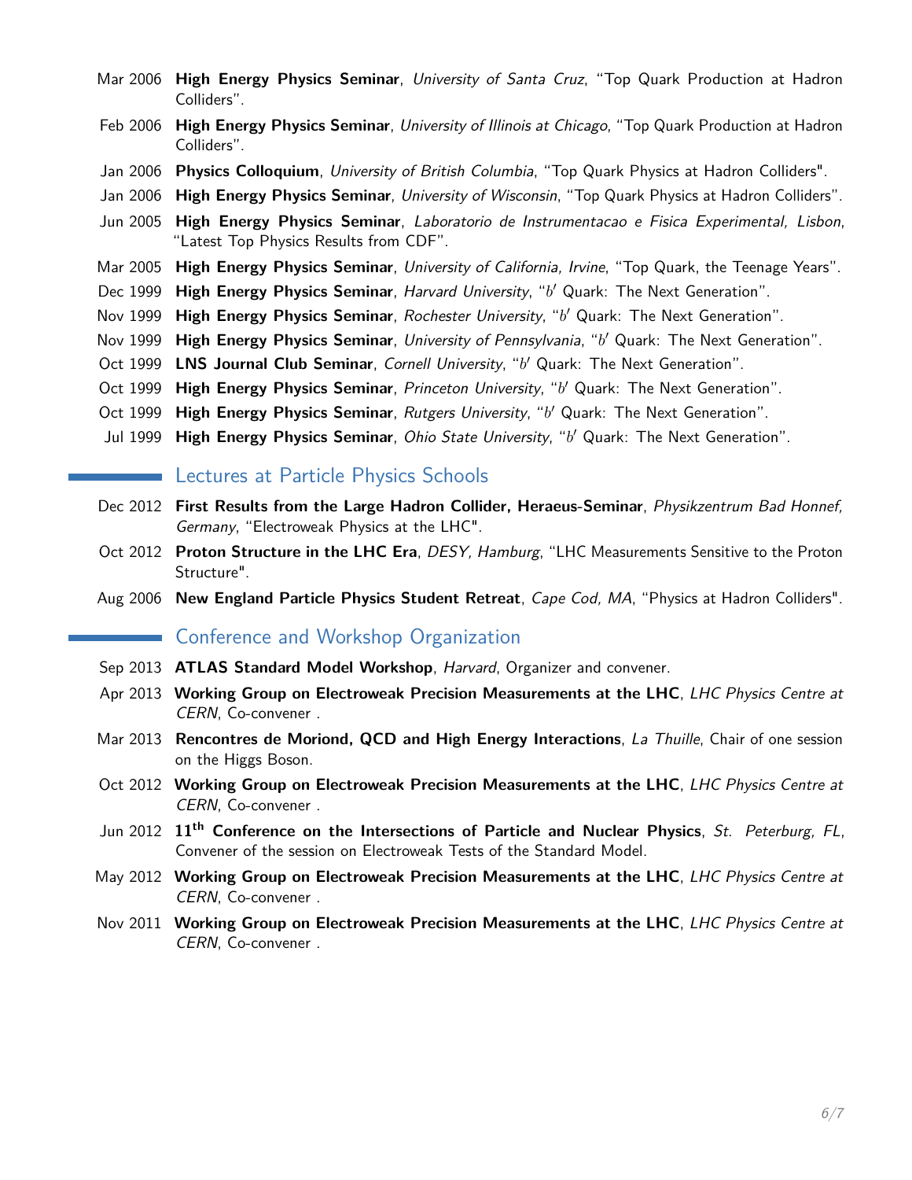- Mar 2006 **High Energy Physics Seminar**, *University of Santa Cruz*, "Top Quark Production at Hadron Colliders".
- Feb 2006 **High Energy Physics Seminar**, *University of Illinois at Chicago*, "Top Quark Production at Hadron Colliders".
- Jan 2006 **Physics Colloquium**, *University of British Columbia*, "Top Quark Physics at Hadron Colliders".
- Jan 2006 **High Energy Physics Seminar**, *University of Wisconsin*, "Top Quark Physics at Hadron Colliders".
- Jun 2005 **High Energy Physics Seminar**, *Laboratorio de Instrumentacao e Fisica Experimental, Lisbon*, "Latest Top Physics Results from CDF".
- Mar 2005 **High Energy Physics Seminar**, *University of California, Irvine*, "Top Quark, the Teenage Years".
- Dec 1999 **High Energy Physics Seminar**, *Harvard University*, "$b'$ Quark: The Next Generation".
- Nov 1999 **High Energy Physics Seminar**, *Rochester University*, "$b'$ Quark: The Next Generation".
- Nov 1999 **High Energy Physics Seminar**, *University of Pennsylvania*, "$b'$ Quark: The Next Generation".
- Oct 1999 **LNS Journal Club Seminar**, *Cornell University*, "$b'$ Quark: The Next Generation".
- Oct 1999 **High Energy Physics Seminar**, *Princeton University*, "$b'$ Quark: The Next Generation".
- Oct 1999 **High Energy Physics Seminar**, *Rutgers University*, "$b'$ Quark: The Next Generation".
- Jul 1999 **High Energy Physics Seminar**, *Ohio State University*, "$b'$ Quark: The Next Generation".

## Lectures at Particle Physics Schools

- Dec 2012 **First Results from the Large Hadron Collider, Heraeus-Seminar**, *Physikzentrum Bad Honnef, Germany*, "Electroweak Physics at the LHC".
- Oct 2012 **Proton Structure in the LHC Era**, *DESY, Hamburg*, "LHC Measurements Sensitive to the Proton Structure".
- Aug 2006 **New England Particle Physics Student Retreat**, *Cape Cod, MA*, "Physics at Hadron Colliders".

## Conference and Workshop Organization

- Sep 2013 **ATLAS Standard Model Workshop**, *Harvard*, Organizer and convener.
- Apr 2013 **Working Group on Electroweak Precision Measurements at the LHC**, *LHC Physics Centre at CERN*, Co-convener .
- Mar 2013 **Rencontres de Moriond, QCD and High Energy Interactions**, *La Thuille*, Chair of one session on the Higgs Boson.
- Oct 2012 **Working Group on Electroweak Precision Measurements at the LHC**, *LHC Physics Centre at CERN*, Co-convener .
- Jun 2012 **11$^{th}$ Conference on the Intersections of Particle and Nuclear Physics**, *St. Peterburg, FL*, Convener of the session on Electroweak Tests of the Standard Model.
- May 2012 **Working Group on Electroweak Precision Measurements at the LHC**, *LHC Physics Centre at CERN*, Co-convener .
- Nov 2011 **Working Group on Electroweak Precision Measurements at the LHC**, *LHC Physics Centre at CERN*, Co-convener .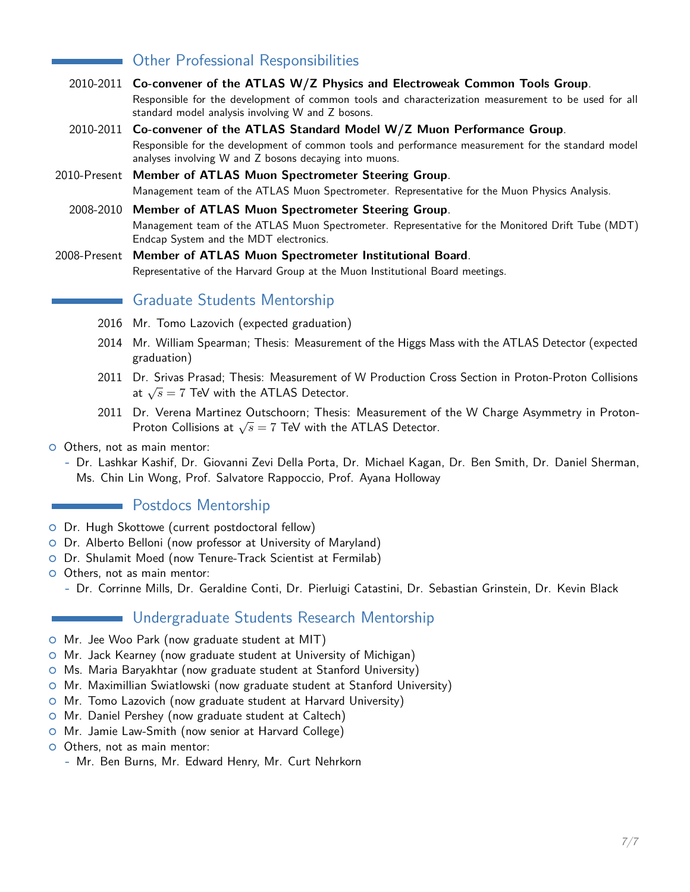## Other Professional Responsibilities

2010-2011 **Co-convener of the ATLAS W/Z Physics and Electroweak Common Tools Group**.
Responsible for the development of common tools and characterization measurement to be used for all standard model analysis involving W and Z bosons.

2010-2011 **Co-convener of the ATLAS Standard Model W/Z Muon Performance Group**.
Responsible for the development of common tools and performance measurement for the standard model analyses involving W and Z bosons decaying into muons.

2010-Present **Member of ATLAS Muon Spectrometer Steering Group**.
Management team of the ATLAS Muon Spectrometer. Representative for the Muon Physics Analysis.

2008-2010 **Member of ATLAS Muon Spectrometer Steering Group**.
Management team of the ATLAS Muon Spectrometer. Representative for the Monitored Drift Tube (MDT) Endcap System and the MDT electronics.

2008-Present **Member of ATLAS Muon Spectrometer Institutional Board**.
Representative of the Harvard Group at the Muon Institutional Board meetings.

## Graduate Students Mentorship

2016 Mr. Tomo Lazovich (expected graduation)

2014 Mr. William Spearman; Thesis: Measurement of the Higgs Mass with the ATLAS Detector (expected graduation)

2011 Dr. Srivas Prasad; Thesis: Measurement of W Production Cross Section in Proton-Proton Collisions at $\sqrt{s} = 7$ TeV with the ATLAS Detector.

2011 Dr. Verena Martinez Outschoorn; Thesis: Measurement of the W Charge Asymmetry in Proton-Proton Collisions at $\sqrt{s} = 7$ TeV with the ATLAS Detector.

- Others, not as main mentor:
  - Dr. Lashkar Kashif, Dr. Giovanni Zevi Della Porta, Dr. Michael Kagan, Dr. Ben Smith, Dr. Daniel Sherman, Ms. Chin Lin Wong, Prof. Salvatore Rappoccio, Prof. Ayana Holloway

## Postdocs Mentorship

- Dr. Hugh Skottowe (current postdoctoral fellow)
- Dr. Alberto Belloni (now professor at University of Maryland)
- Dr. Shulamit Moed (now Tenure-Track Scientist at Fermilab)
- Others, not as main mentor:
  - Dr. Corrinne Mills, Dr. Geraldine Conti, Dr. Pierluigi Catastini, Dr. Sebastian Grinstein, Dr. Kevin Black

## Undergraduate Students Research Mentorship

- Mr. Jee Woo Park (now graduate student at MIT)
- Mr. Jack Kearney (now graduate student at University of Michigan)
- Ms. Maria Baryakhtar (now graduate student at Stanford University)
- Mr. Maximillian Swiatlowski (now graduate student at Stanford University)
- Mr. Tomo Lazovich (now graduate student at Harvard University)
- Mr. Daniel Pershey (now graduate student at Caltech)
- Mr. Jamie Law-Smith (now senior at Harvard College)
- Others, not as main mentor:
  - Mr. Ben Burns, Mr. Edward Henry, Mr. Curt Nehrkorn